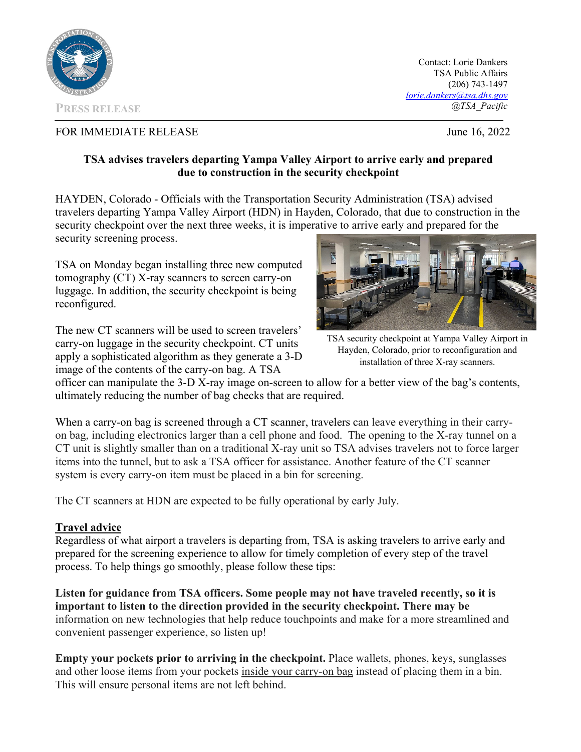Contact: Lorie Dankers
TSA Public Affairs
(206) 743-1497
lorie.dankers@tsa.dhs.gov
*@TSA_Pacific*

PRESS RELEASE

FOR IMMEDIATE RELEASE

June 16, 2022

**TSA advises travelers departing Yampa Valley Airport to arrive early and prepared due to construction in the security checkpoint**

HAYDEN, Colorado - Officials with the Transportation Security Administration (TSA) advised travelers departing Yampa Valley Airport (HDN) in Hayden, Colorado, that due to construction in the security checkpoint over the next three weeks, it is imperative to arrive early and prepared for the security screening process.

TSA on Monday began installing three new computed tomography (CT) X-ray scanners to screen carry-on luggage. In addition, the security checkpoint is being reconfigured.

TSA security checkpoint at Yampa Valley Airport in Hayden, Colorado, prior to reconfiguration and installation of three X-ray scanners.

The new CT scanners will be used to screen travelers' carry-on luggage in the security checkpoint. CT units apply a sophisticated algorithm as they generate a 3-D image of the contents of the carry-on bag. A TSA officer can manipulate the 3-D X-ray image on-screen to allow for a better view of the bag's contents, ultimately reducing the number of bag checks that are required.

When a carry-on bag is screened through a CT scanner, travelers can leave everything in their carry-on bag, including electronics larger than a cell phone and food. The opening to the X-ray tunnel on a CT unit is slightly smaller than on a traditional X-ray unit so TSA advises travelers not to force larger items into the tunnel, but to ask a TSA officer for assistance. Another feature of the CT scanner system is every carry-on item must be placed in a bin for screening.

The CT scanners at HDN are expected to be fully operational by early July.

## Travel advice

Regardless of what airport a travelers is departing from, TSA is asking travelers to arrive early and prepared for the screening experience to allow for timely completion of every step of the travel process. To help things go smoothly, please follow these tips:

**Listen for guidance from TSA officers. Some people may not have traveled recently, so it is important to listen to the direction provided in the security checkpoint. There may be** information on new technologies that help reduce touchpoints and make for a more streamlined and convenient passenger experience, so listen up!

**Empty your pockets prior to arriving in the checkpoint.** Place wallets, phones, keys, sunglasses and other loose items from your pockets inside your carry-on bag instead of placing them in a bin. This will ensure personal items are not left behind.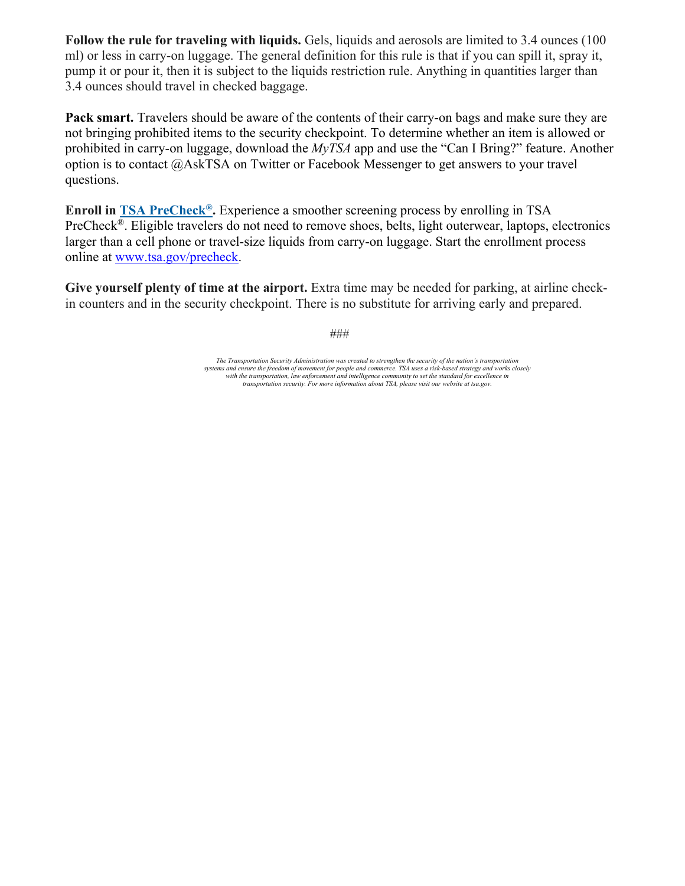**Follow the rule for traveling with liquids.** Gels, liquids and aerosols are limited to 3.4 ounces (100 ml) or less in carry-on luggage. The general definition for this rule is that if you can spill it, spray it, pump it or pour it, then it is subject to the liquids restriction rule. Anything in quantities larger than 3.4 ounces should travel in checked baggage.

**Pack smart.** Travelers should be aware of the contents of their carry-on bags and make sure they are not bringing prohibited items to the security checkpoint. To determine whether an item is allowed or prohibited in carry-on luggage, download the *MyTSA* app and use the "Can I Bring?" feature. Another option is to contact @AskTSA on Twitter or Facebook Messenger to get answers to your travel questions.

**Enroll in TSA PreCheck®.** Experience a smoother screening process by enrolling in TSA PreCheck®. Eligible travelers do not need to remove shoes, belts, light outerwear, laptops, electronics larger than a cell phone or travel-size liquids from carry-on luggage. Start the enrollment process online at www.tsa.gov/precheck.

**Give yourself plenty of time at the airport.** Extra time may be needed for parking, at airline check-in counters and in the security checkpoint. There is no substitute for arriving early and prepared.

###

*The Transportation Security Administration was created to strengthen the security of the nation's transportation systems and ensure the freedom of movement for people and commerce. TSA uses a risk-based strategy and works closely with the transportation, law enforcement and intelligence community to set the standard for excellence in transportation security. For more information about TSA, please visit our website at tsa.gov.*